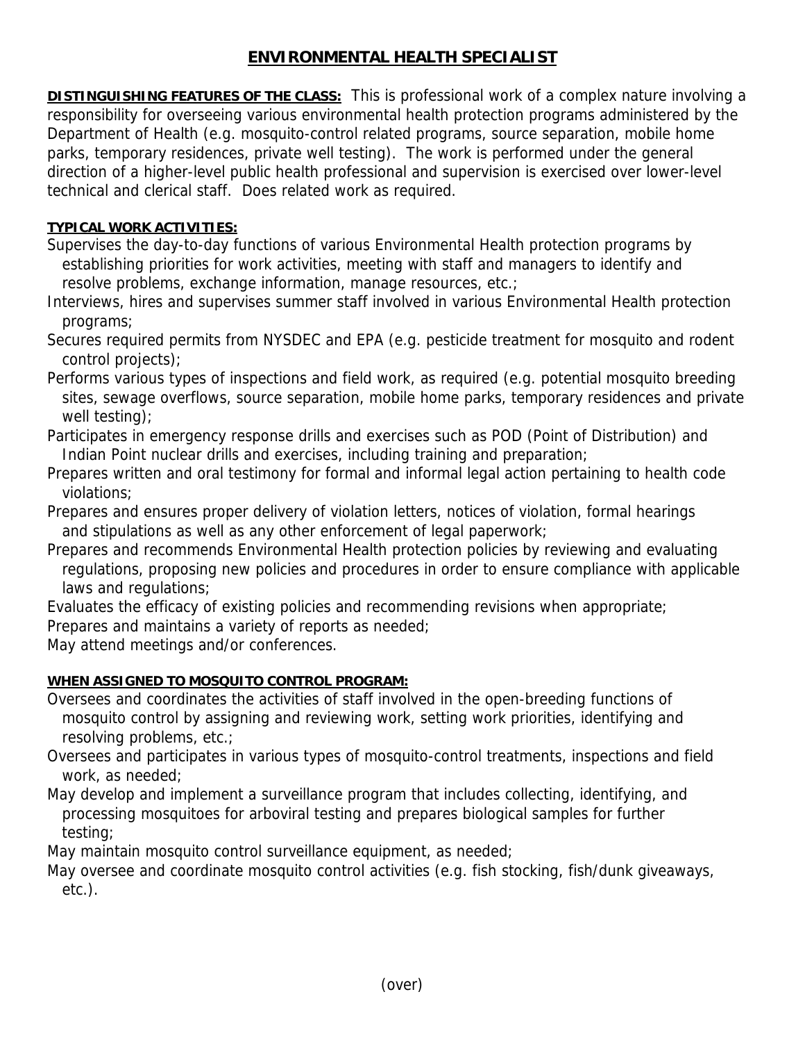# ENVIRONMENTAL HEALTH SPECIALIST

**DISTINGUISHING FEATURES OF THE CLASS:** This is professional work of a complex nature involving a responsibility for overseeing various environmental health protection programs administered by the Department of Health (e.g. mosquito-control related programs, source separation, mobile home parks, temporary residences, private well testing). The work is performed under the general direction of a higher-level public health professional and supervision is exercised over lower-level technical and clerical staff. Does related work as required.

**TYPICAL WORK ACTIVITIES:**

Supervises the day-to-day functions of various Environmental Health protection programs by establishing priorities for work activities, meeting with staff and managers to identify and resolve problems, exchange information, manage resources, etc.;

Interviews, hires and supervises summer staff involved in various Environmental Health protection programs;

Secures required permits from NYSDEC and EPA (e.g. pesticide treatment for mosquito and rodent control projects);

Performs various types of inspections and field work, as required (e.g. potential mosquito breeding sites, sewage overflows, source separation, mobile home parks, temporary residences and private well testing);

Participates in emergency response drills and exercises such as POD (Point of Distribution) and Indian Point nuclear drills and exercises, including training and preparation;

Prepares written and oral testimony for formal and informal legal action pertaining to health code violations;

Prepares and ensures proper delivery of violation letters, notices of violation, formal hearings and stipulations as well as any other enforcement of legal paperwork;

Prepares and recommends Environmental Health protection policies by reviewing and evaluating regulations, proposing new policies and procedures in order to ensure compliance with applicable laws and regulations;

Evaluates the efficacy of existing policies and recommending revisions when appropriate;

Prepares and maintains a variety of reports as needed;

May attend meetings and/or conferences.

**WHEN ASSIGNED TO MOSQUITO CONTROL PROGRAM:**

Oversees and coordinates the activities of staff involved in the open-breeding functions of mosquito control by assigning and reviewing work, setting work priorities, identifying and resolving problems, etc.;

Oversees and participates in various types of mosquito-control treatments, inspections and field work, as needed;

May develop and implement a surveillance program that includes collecting, identifying, and processing mosquitoes for arboviral testing and prepares biological samples for further testing;

May maintain mosquito control surveillance equipment, as needed;

May oversee and coordinate mosquito control activities (e.g. fish stocking, fish/dunk giveaways, etc.).

(over)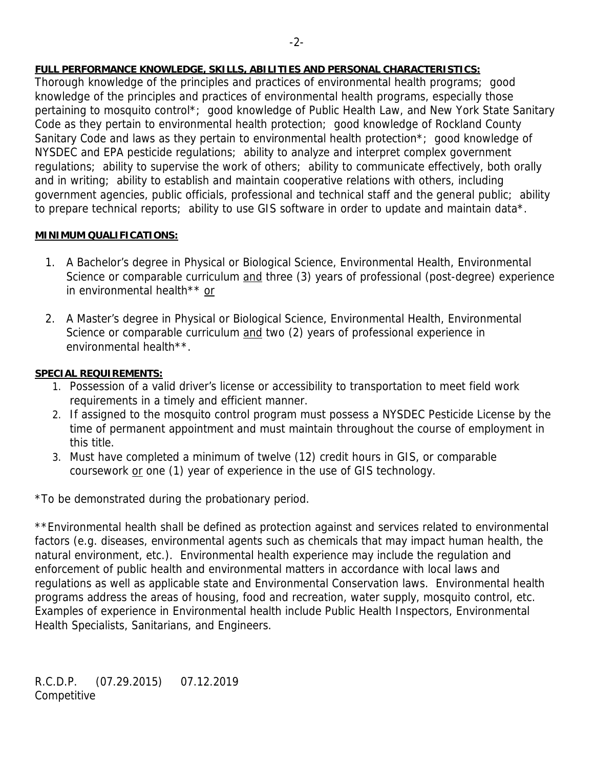**FULL PERFORMANCE KNOWLEDGE, SKILLS, ABILITIES AND PERSONAL CHARACTERISTICS:**

Thorough knowledge of the principles and practices of environmental health programs; good knowledge of the principles and practices of environmental health programs, especially those pertaining to mosquito control*; good knowledge of Public Health Law, and New York State Sanitary Code as they pertain to environmental health protection; good knowledge of Rockland County Sanitary Code and laws as they pertain to environmental health protection*; good knowledge of NYSDEC and EPA pesticide regulations; ability to analyze and interpret complex government regulations; ability to supervise the work of others; ability to communicate effectively, both orally and in writing; ability to establish and maintain cooperative relations with others, including government agencies, public officials, professional and technical staff and the general public; ability to prepare technical reports; ability to use GIS software in order to update and maintain data*.

**MINIMUM QUALIFICATIONS:**

1. A Bachelor's degree in Physical or Biological Science, Environmental Health, Environmental Science or comparable curriculum and three (3) years of professional (post-degree) experience in environmental health** or

2. A Master's degree in Physical or Biological Science, Environmental Health, Environmental Science or comparable curriculum and two (2) years of professional experience in environmental health**.

**SPECIAL REQUIREMENTS:**

1. Possession of a valid driver's license or accessibility to transportation to meet field work requirements in a timely and efficient manner.
2. If assigned to the mosquito control program must possess a NYSDEC Pesticide License by the time of permanent appointment and must maintain throughout the course of employment in this title.
3. Must have completed a minimum of twelve (12) credit hours in GIS, or comparable coursework or one (1) year of experience in the use of GIS technology.

*To be demonstrated during the probationary period.

**Environmental health shall be defined as protection against and services related to environmental factors (e.g. diseases, environmental agents such as chemicals that may impact human health, the natural environment, etc.). Environmental health experience may include the regulation and enforcement of public health and environmental matters in accordance with local laws and regulations as well as applicable state and Environmental Conservation laws. Environmental health programs address the areas of housing, food and recreation, water supply, mosquito control, etc. Examples of experience in Environmental health include Public Health Inspectors, Environmental Health Specialists, Sanitarians, and Engineers.

R.C.D.P. (07.29.2015) 07.12.2019
Competitive